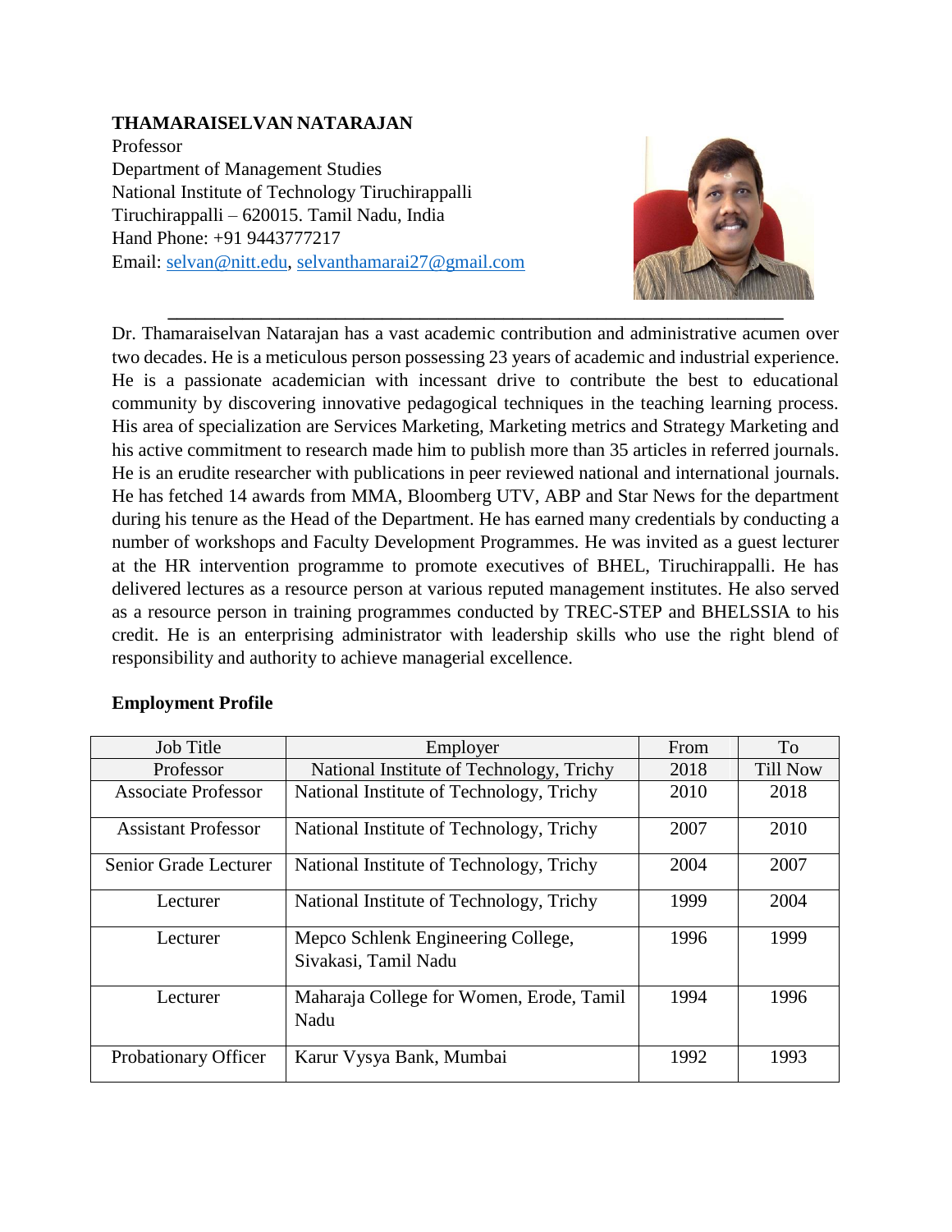**THAMARAISELVAN NATARAJAN**

Professor
Department of Management Studies
National Institute of Technology Tiruchirappalli
Tiruchirappalli – 620015. Tamil Nadu, India
Hand Phone: +91 9443777217
Email: selvan@nitt.edu, selvanthamarai27@gmail.com

---

Dr. Thamaraiselvan Natarajan has a vast academic contribution and administrative acumen over two decades. He is a meticulous person possessing 23 years of academic and industrial experience. He is a passionate academician with incessant drive to contribute the best to educational community by discovering innovative pedagogical techniques in the teaching learning process. His area of specialization are Services Marketing, Marketing metrics and Strategy Marketing and his active commitment to research made him to publish more than 35 articles in referred journals. He is an erudite researcher with publications in peer reviewed national and international journals. He has fetched 14 awards from MMA, Bloomberg UTV, ABP and Star News for the department during his tenure as the Head of the Department. He has earned many credentials by conducting a number of workshops and Faculty Development Programmes. He was invited as a guest lecturer at the HR intervention programme to promote executives of BHEL, Tiruchirappalli. He has delivered lectures as a resource person at various reputed management institutes. He also served as a resource person in training programmes conducted by TREC-STEP and BHELSSIA to his credit. He is an enterprising administrator with leadership skills who use the right blend of responsibility and authority to achieve managerial excellence.

**Employment Profile**

| Job Title | Employer | From | To |
|---|---|---|---|
| Professor | National Institute of Technology, Trichy | 2018 | Till Now |
| Associate Professor | National Institute of Technology, Trichy | 2010 | 2018 |
| Assistant Professor | National Institute of Technology, Trichy | 2007 | 2010 |
| Senior Grade Lecturer | National Institute of Technology, Trichy | 2004 | 2007 |
| Lecturer | National Institute of Technology, Trichy | 1999 | 2004 |
| Lecturer | Mepco Schlenk Engineering College, Sivakasi, Tamil Nadu | 1996 | 1999 |
| Lecturer | Maharaja College for Women, Erode, Tamil Nadu | 1994 | 1996 |
| Probationary Officer | Karur Vysya Bank, Mumbai | 1992 | 1993 |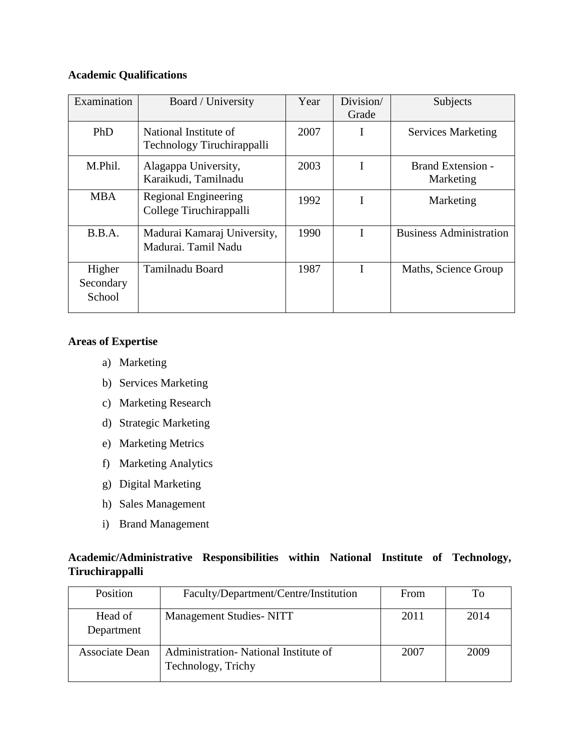**Academic Qualifications**

| Examination | Board / University | Year | Division/ Grade | Subjects |
|---|---|---|---|---|
| PhD | National Institute of Technology Tiruchirappalli | 2007 | I | Services Marketing |
| M.Phil. | Alagappa University, Karaikudi, Tamilnadu | 2003 | I | Brand Extension - Marketing |
| MBA | Regional Engineering College Tiruchirappalli | 1992 | I | Marketing |
| B.B.A. | Madurai Kamaraj University, Madurai. Tamil Nadu | 1990 | I | Business Administration |
| Higher Secondary School | Tamilnadu Board | 1987 | I | Maths, Science Group |

**Areas of Expertise**

a) Marketing

b) Services Marketing

c) Marketing Research

d) Strategic Marketing

e) Marketing Metrics

f) Marketing Analytics

g) Digital Marketing

h) Sales Management

i) Brand Management

**Academic/Administrative Responsibilities within National Institute of Technology, Tiruchirappalli**

| Position | Faculty/Department/Centre/Institution | From | To |
|---|---|---|---|
| Head of Department | Management Studies- NITT | 2011 | 2014 |
| Associate Dean | Administration- National Institute of Technology, Trichy | 2007 | 2009 |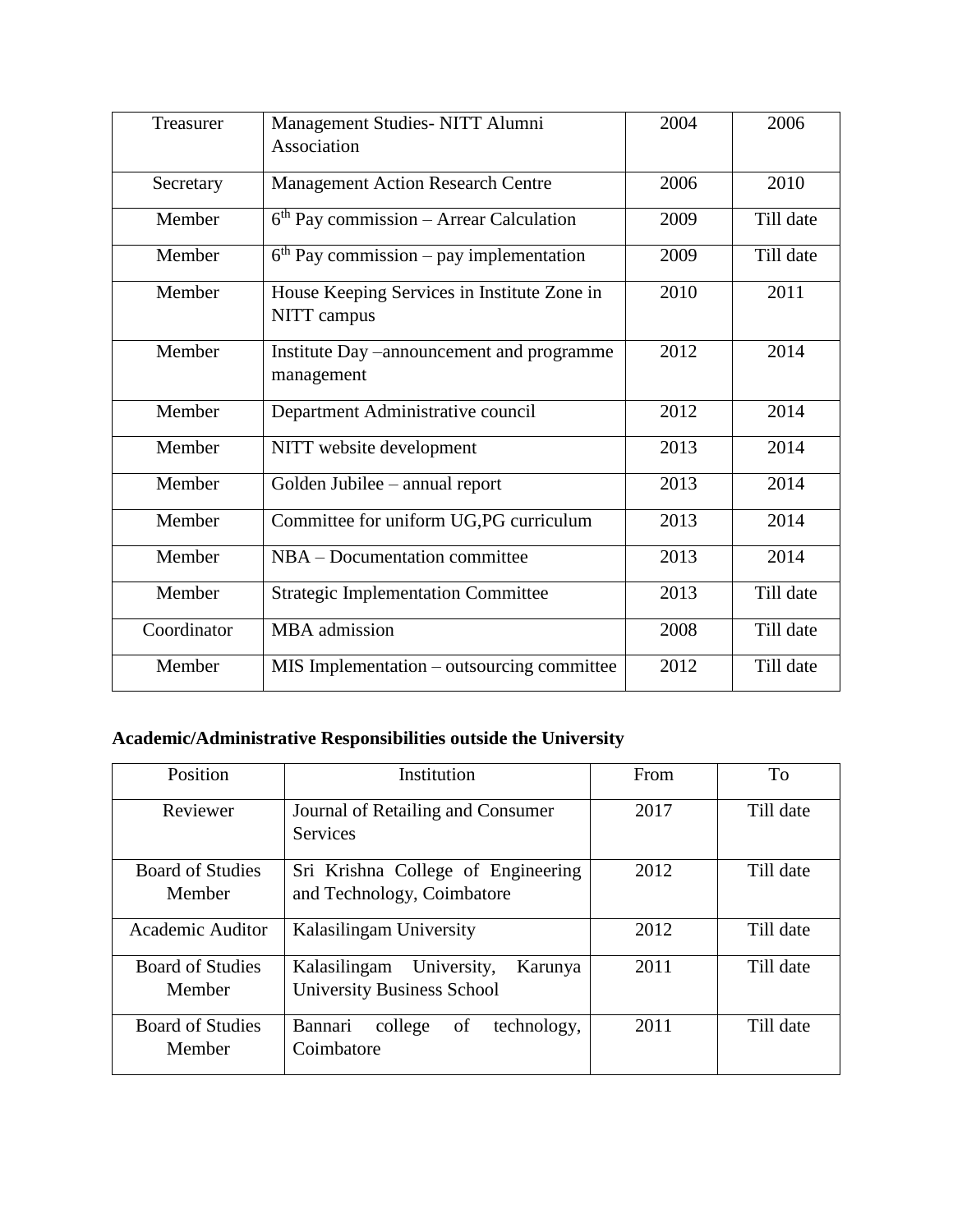| | | | |
|---|---|---|---|
| Treasurer | Management Studies- NITT Alumni Association | 2004 | 2006 |
| Secretary | Management Action Research Centre | 2006 | 2010 |
| Member | 6th Pay commission – Arrear Calculation | 2009 | Till date |
| Member | 6th Pay commission – pay implementation | 2009 | Till date |
| Member | House Keeping Services in Institute Zone in NITT campus | 2010 | 2011 |
| Member | Institute Day –announcement and programme management | 2012 | 2014 |
| Member | Department Administrative council | 2012 | 2014 |
| Member | NITT website development | 2013 | 2014 |
| Member | Golden Jubilee – annual report | 2013 | 2014 |
| Member | Committee for uniform UG,PG curriculum | 2013 | 2014 |
| Member | NBA – Documentation committee | 2013 | 2014 |
| Member | Strategic Implementation Committee | 2013 | Till date |
| Coordinator | MBA admission | 2008 | Till date |
| Member | MIS Implementation – outsourcing committee | 2012 | Till date |

**Academic/Administrative Responsibilities outside the University**

| Position | Institution | From | To |
|---|---|---|---|
| Reviewer | Journal of Retailing and Consumer Services | 2017 | Till date |
| Board of Studies Member | Sri Krishna College of Engineering and Technology, Coimbatore | 2012 | Till date |
| Academic Auditor | Kalasilingam University | 2012 | Till date |
| Board of Studies Member | Kalasilingam University, Karunya University Business School | 2011 | Till date |
| Board of Studies Member | Bannari college of technology, Coimbatore | 2011 | Till date |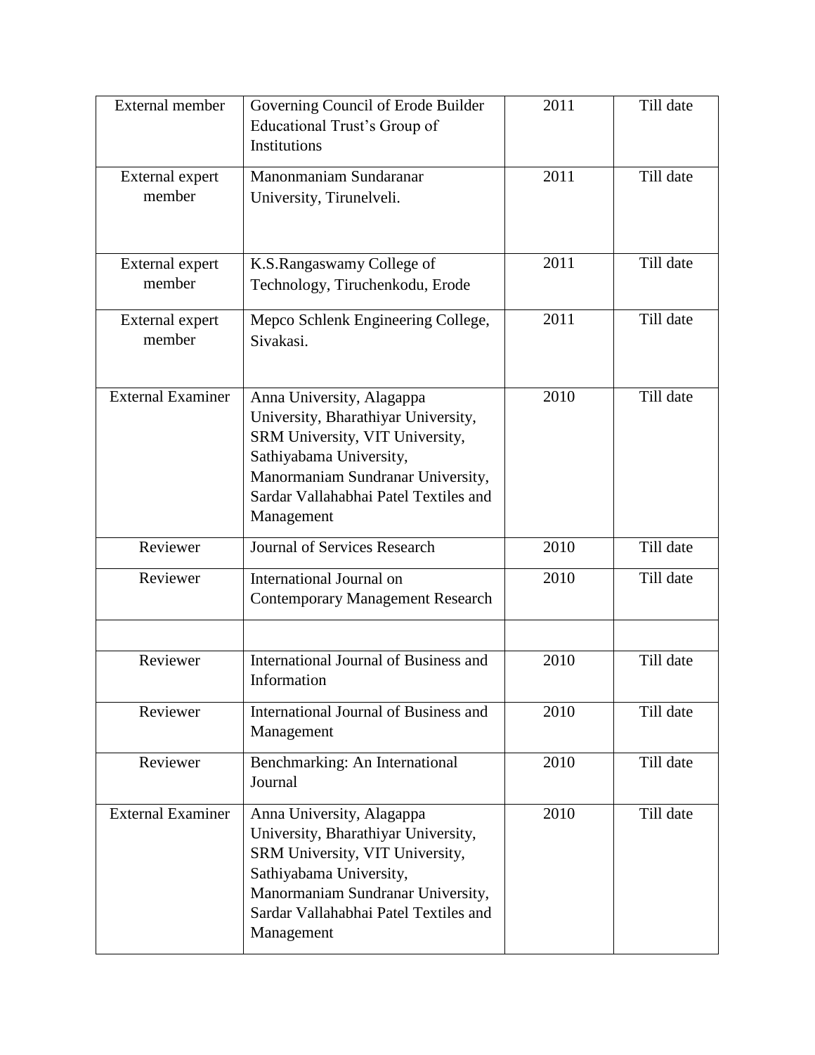| External member | Governing Council of Erode Builder Educational Trust's Group of Institutions | 2011 | Till date |
|---|---|---|---|
| External expert member | Manonmaniam Sundaranar University, Tirunelveli. | 2011 | Till date |
| External expert member | K.S.Rangaswamy College of Technology, Tiruchenkodu, Erode | 2011 | Till date |
| External expert member | Mepco Schlenk Engineering College, Sivakasi. | 2011 | Till date |
| External Examiner | Anna University, Alagappa University, Bharathiyar University, SRM University, VIT University, Sathiyabama University, Manormaniam Sundranar University, Sardar Vallahabhai Patel Textiles and Management | 2010 | Till date |
| Reviewer | Journal of Services Research | 2010 | Till date |
| Reviewer | International Journal on Contemporary Management Research | 2010 | Till date |
| | | | |
| Reviewer | International Journal of Business and Information | 2010 | Till date |
| Reviewer | International Journal of Business and Management | 2010 | Till date |
| Reviewer | Benchmarking: An International Journal | 2010 | Till date |
| External Examiner | Anna University, Alagappa University, Bharathiyar University, SRM University, VIT University, Sathiyabama University, Manormaniam Sundranar University, Sardar Vallahabhai Patel Textiles and Management | 2010 | Till date |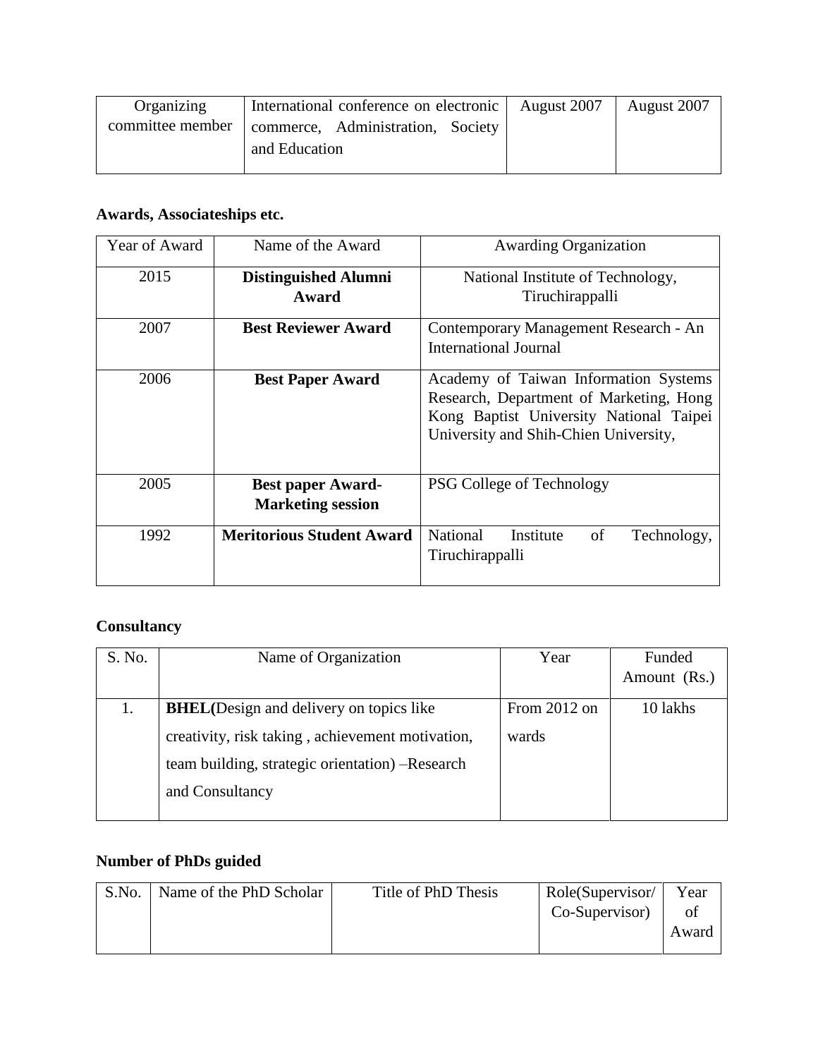| | | | |
|---|---|---|---|
| Organizing committee member | International conference on electronic commerce, Administration, Society and Education | August 2007 | August 2007 |

**Awards, Associateships etc.**

| Year of Award | Name of the Award | Awarding Organization |
|---|---|---|
| 2015 | **Distinguished Alumni Award** | National Institute of Technology, Tiruchirappalli |
| 2007 | **Best Reviewer Award** | Contemporary Management Research - An International Journal |
| 2006 | **Best Paper Award** | Academy of Taiwan Information Systems Research, Department of Marketing, Hong Kong Baptist University National Taipei University and Shih-Chien University, |
| 2005 | **Best paper Award-Marketing session** | PSG College of Technology |
| 1992 | **Meritorious Student Award** | National Institute of Technology, Tiruchirappalli |

**Consultancy**

| S. No. | Name of Organization | Year | Funded Amount (Rs.) |
|---|---|---|---|
| 1. | **BHEL**(Design and delivery on topics like creativity, risk taking , achievement motivation, team building, strategic orientation) –Research and Consultancy | From 2012 on wards | 10 lakhs |

**Number of PhDs guided**

| S.No. | Name of the PhD Scholar | Title of PhD Thesis | Role(Supervisor/ Co-Supervisor) | Year of Award |
|---|---|---|---|---|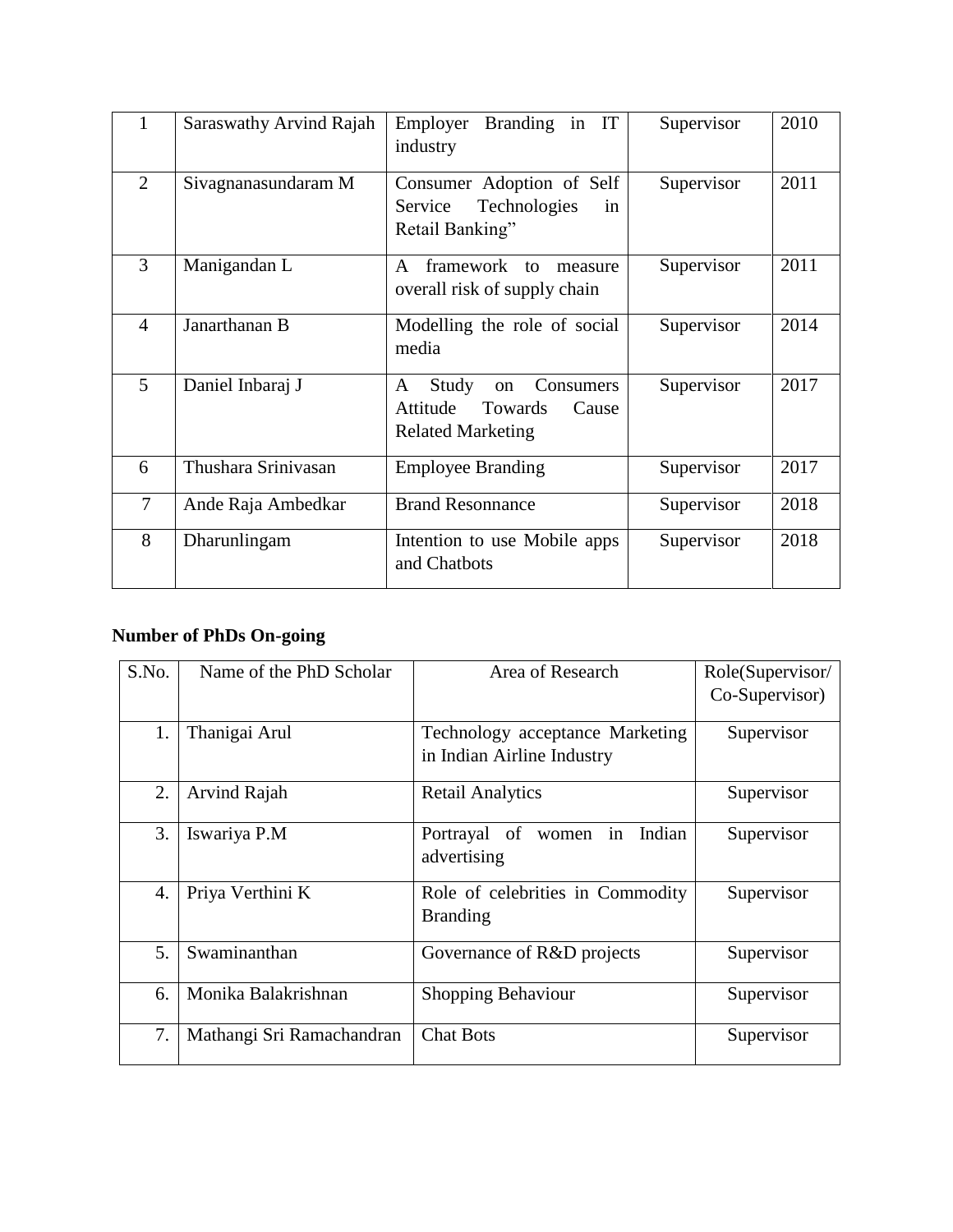| 1 | Saraswathy Arvind Rajah | Employer Branding in IT industry | Supervisor | 2010 |
|---|---|---|---|---|
| 2 | Sivagnanasundaram M | Consumer Adoption of Self Service Technologies in Retail Banking" | Supervisor | 2011 |
| 3 | Manigandan L | A framework to measure overall risk of supply chain | Supervisor | 2011 |
| 4 | Janarthanan B | Modelling the role of social media | Supervisor | 2014 |
| 5 | Daniel Inbaraj J | A Study on Consumers Attitude Towards Cause Related Marketing | Supervisor | 2017 |
| 6 | Thushara Srinivasan | Employee Branding | Supervisor | 2017 |
| 7 | Ande Raja Ambedkar | Brand Resonnance | Supervisor | 2018 |
| 8 | Dharunlingam | Intention to use Mobile apps and Chatbots | Supervisor | 2018 |

**Number of PhDs On-going**

| S.No. | Name of the PhD Scholar | Area of Research | Role(Supervisor/ Co-Supervisor) |
|---|---|---|---|
| 1. | Thanigai Arul | Technology acceptance Marketing in Indian Airline Industry | Supervisor |
| 2. | Arvind Rajah | Retail Analytics | Supervisor |
| 3. | Iswariya P.M | Portrayal of women in Indian advertising | Supervisor |
| 4. | Priya Verthini K | Role of celebrities in Commodity Branding | Supervisor |
| 5. | Swaminanthan | Governance of R&D projects | Supervisor |
| 6. | Monika Balakrishnan | Shopping Behaviour | Supervisor |
| 7. | Mathangi Sri Ramachandran | Chat Bots | Supervisor |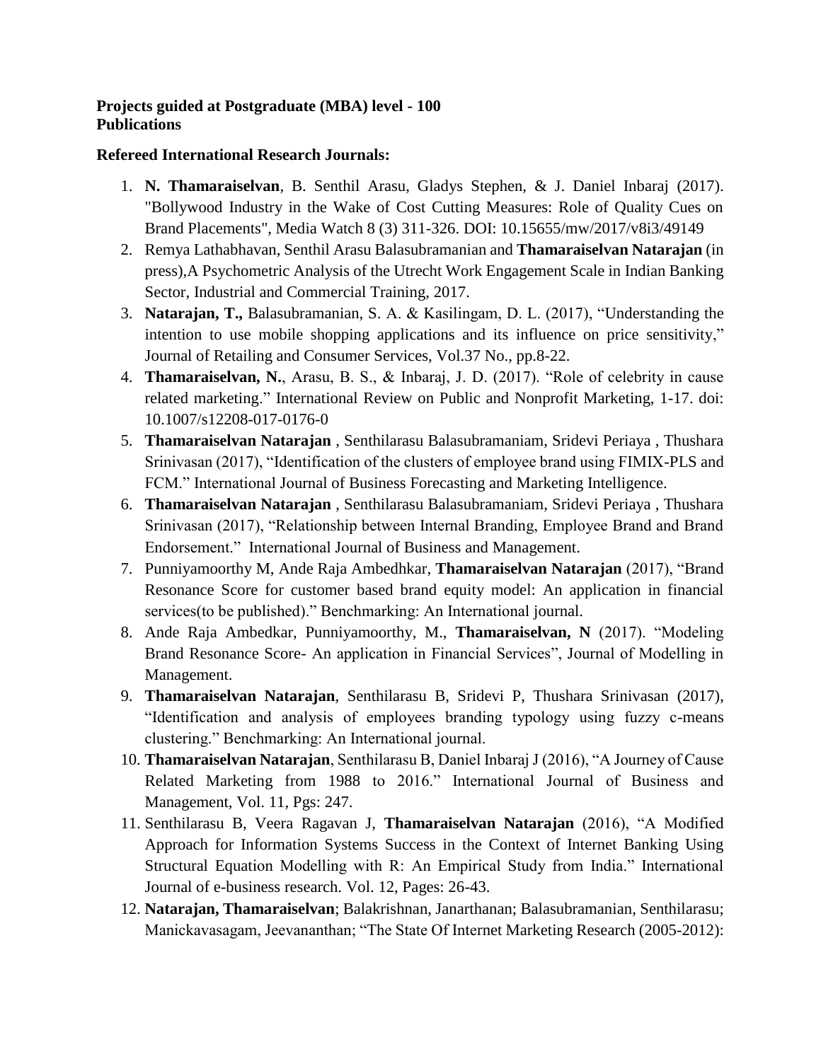**Projects guided at Postgraduate (MBA) level - 100**
**Publications**

**Refereed International Research Journals:**

1. **N. Thamaraiselvan**, B. Senthil Arasu, Gladys Stephen, & J. Daniel Inbaraj (2017). "Bollywood Industry in the Wake of Cost Cutting Measures: Role of Quality Cues on Brand Placements", Media Watch 8 (3) 311-326. DOI: 10.15655/mw/2017/v8i3/49149
2. Remya Lathabhavan, Senthil Arasu Balasubramanian and **Thamaraiselvan Natarajan** (in press),A Psychometric Analysis of the Utrecht Work Engagement Scale in Indian Banking Sector, Industrial and Commercial Training, 2017.
3. **Natarajan, T.,** Balasubramanian, S. A. & Kasilingam, D. L. (2017), "Understanding the intention to use mobile shopping applications and its influence on price sensitivity," Journal of Retailing and Consumer Services, Vol.37 No., pp.8-22.
4. **Thamaraiselvan, N.**, Arasu, B. S., & Inbaraj, J. D. (2017). "Role of celebrity in cause related marketing." International Review on Public and Nonprofit Marketing, 1-17. doi: 10.1007/s12208-017-0176-0
5. **Thamaraiselvan Natarajan** , Senthilarasu Balasubramaniam, Sridevi Periaya , Thushara Srinivasan (2017), "Identification of the clusters of employee brand using FIMIX-PLS and FCM." International Journal of Business Forecasting and Marketing Intelligence.
6. **Thamaraiselvan Natarajan** , Senthilarasu Balasubramaniam, Sridevi Periaya , Thushara Srinivasan (2017), "Relationship between Internal Branding, Employee Brand and Brand Endorsement." International Journal of Business and Management.
7. Punniyamoorthy M, Ande Raja Ambedhkar, **Thamaraiselvan Natarajan** (2017), "Brand Resonance Score for customer based brand equity model: An application in financial services(to be published)." Benchmarking: An International journal.
8. Ande Raja Ambedkar, Punniyamoorthy, M., **Thamaraiselvan, N** (2017). "Modeling Brand Resonance Score- An application in Financial Services", Journal of Modelling in Management.
9. **Thamaraiselvan Natarajan**, Senthilarasu B, Sridevi P, Thushara Srinivasan (2017), "Identification and analysis of employees branding typology using fuzzy c-means clustering." Benchmarking: An International journal.
10. **Thamaraiselvan Natarajan**, Senthilarasu B, Daniel Inbaraj J (2016), "A Journey of Cause Related Marketing from 1988 to 2016." International Journal of Business and Management, Vol. 11, Pgs: 247.
11. Senthilarasu B, Veera Ragavan J, **Thamaraiselvan Natarajan** (2016), "A Modified Approach for Information Systems Success in the Context of Internet Banking Using Structural Equation Modelling with R: An Empirical Study from India." International Journal of e-business research. Vol. 12, Pages: 26-43.
12. **Natarajan, Thamaraiselvan**; Balakrishnan, Janarthanan; Balasubramanian, Senthilarasu; Manickavasagam, Jeevananthan; "The State Of Internet Marketing Research (2005-2012):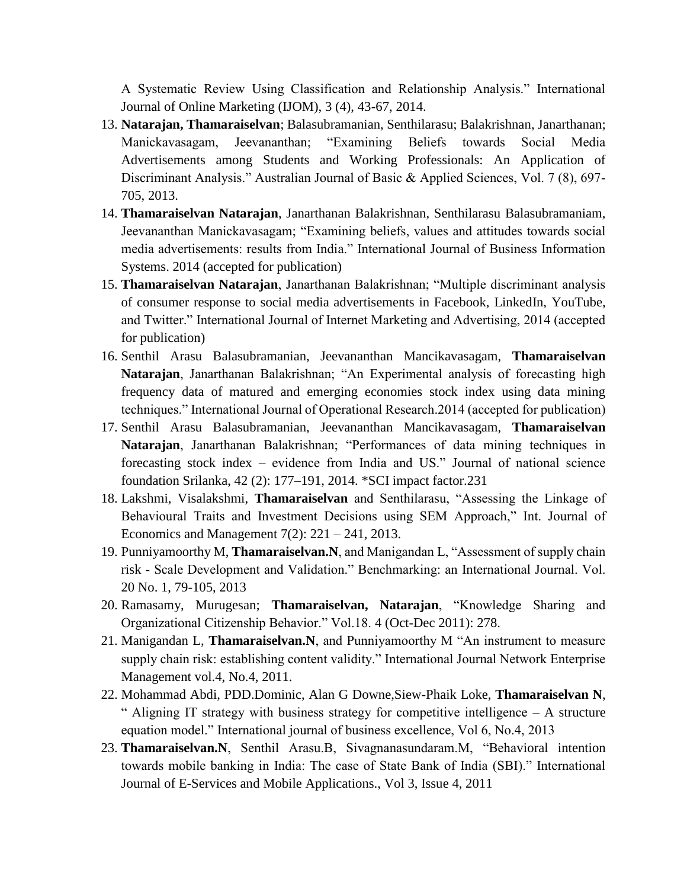A Systematic Review Using Classification and Relationship Analysis." International Journal of Online Marketing (IJOM), 3 (4), 43-67, 2014.

13. **Natarajan, Thamaraiselvan**; Balasubramanian, Senthilarasu; Balakrishnan, Janarthanan; Manickavasagam, Jeevananthan; "Examining Beliefs towards Social Media Advertisements among Students and Working Professionals: An Application of Discriminant Analysis." Australian Journal of Basic & Applied Sciences, Vol. 7 (8), 697-705, 2013.
14. **Thamaraiselvan Natarajan**, Janarthanan Balakrishnan, Senthilarasu Balasubramaniam, Jeevananthan Manickavasagam; "Examining beliefs, values and attitudes towards social media advertisements: results from India." International Journal of Business Information Systems. 2014 (accepted for publication)
15. **Thamaraiselvan Natarajan**, Janarthanan Balakrishnan; "Multiple discriminant analysis of consumer response to social media advertisements in Facebook, LinkedIn, YouTube, and Twitter." International Journal of Internet Marketing and Advertising, 2014 (accepted for publication)
16. Senthil Arasu Balasubramanian, Jeevananthan Mancikavasagam, **Thamaraiselvan Natarajan**, Janarthanan Balakrishnan; "An Experimental analysis of forecasting high frequency data of matured and emerging economies stock index using data mining techniques." International Journal of Operational Research.2014 (accepted for publication)
17. Senthil Arasu Balasubramanian, Jeevananthan Mancikavasagam, **Thamaraiselvan Natarajan**, Janarthanan Balakrishnan; "Performances of data mining techniques in forecasting stock index – evidence from India and US." Journal of national science foundation Srilanka, 42 (2): 177–191, 2014. *SCI impact factor.231
18. Lakshmi, Visalakshmi, **Thamaraiselvan** and Senthilarasu, "Assessing the Linkage of Behavioural Traits and Investment Decisions using SEM Approach," Int. Journal of Economics and Management 7(2): 221 – 241, 2013.
19. Punniyamoorthy M, **Thamaraiselvan.N**, and Manigandan L, "Assessment of supply chain risk - Scale Development and Validation." Benchmarking: an International Journal. Vol. 20 No. 1, 79-105, 2013
20. Ramasamy, Murugesan; **Thamaraiselvan, Natarajan**, "Knowledge Sharing and Organizational Citizenship Behavior." Vol.18. 4 (Oct-Dec 2011): 278.
21. Manigandan L, **Thamaraiselvan.N**, and Punniyamoorthy M "An instrument to measure supply chain risk: establishing content validity." International Journal Network Enterprise Management vol.4, No.4, 2011.
22. Mohammad Abdi, PDD.Dominic, Alan G Downe,Siew-Phaik Loke, **Thamaraiselvan N**, " Aligning IT strategy with business strategy for competitive intelligence – A structure equation model." International journal of business excellence, Vol 6, No.4, 2013
23. **Thamaraiselvan.N**, Senthil Arasu.B, Sivagnanasundaram.M, "Behavioral intention towards mobile banking in India: The case of State Bank of India (SBI)." International Journal of E-Services and Mobile Applications., Vol 3, Issue 4, 2011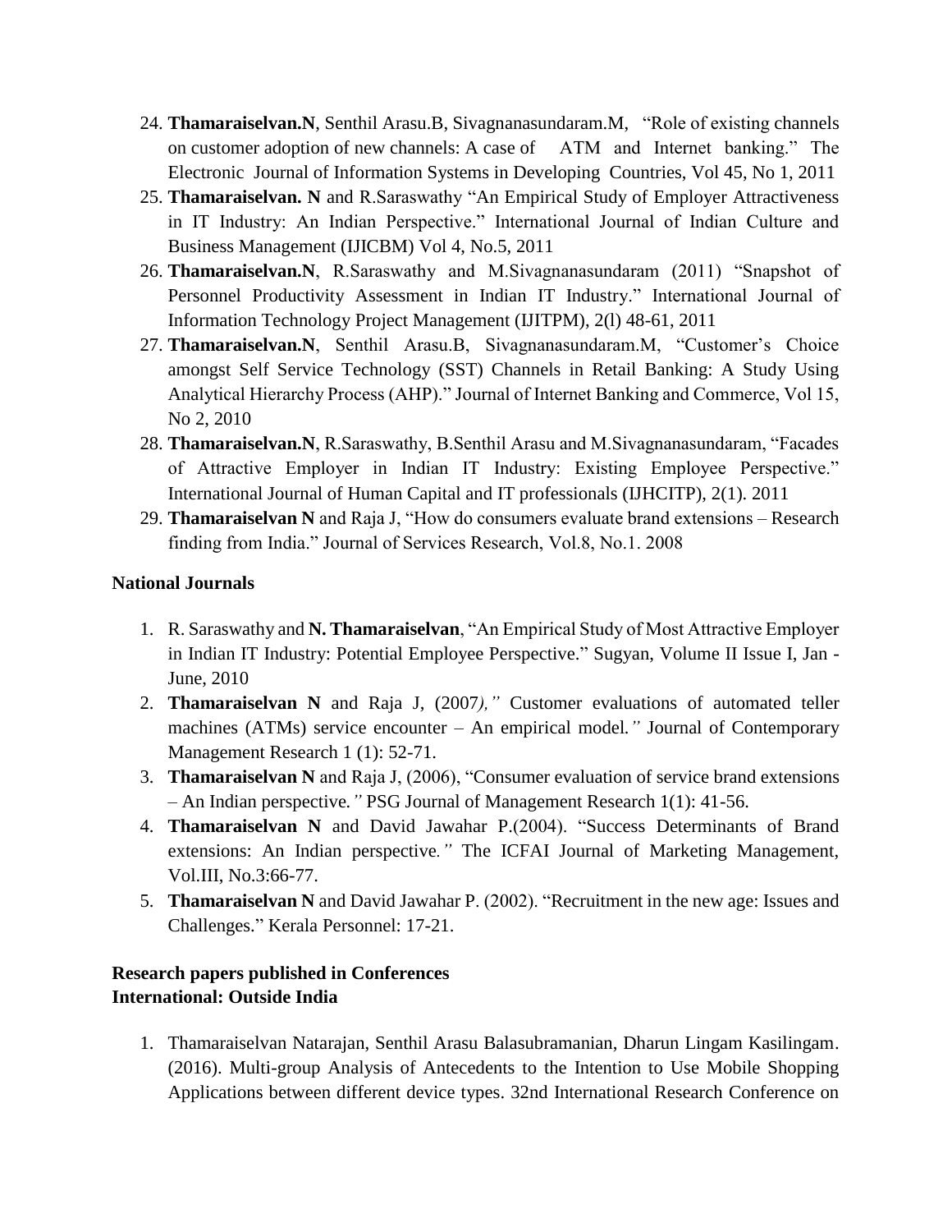24. **Thamaraiselvan.N**, Senthil Arasu.B, Sivagnanasundaram.M, "Role of existing channels on customer adoption of new channels: A case of ATM and Internet banking." The Electronic Journal of Information Systems in Developing Countries, Vol 45, No 1, 2011
25. **Thamaraiselvan. N** and R.Saraswathy "An Empirical Study of Employer Attractiveness in IT Industry: An Indian Perspective." International Journal of Indian Culture and Business Management (IJICBM) Vol 4, No.5, 2011
26. **Thamaraiselvan.N**, R.Saraswathy and M.Sivagnanasundaram (2011) "Snapshot of Personnel Productivity Assessment in Indian IT Industry." International Journal of Information Technology Project Management (IJITPM), 2(l) 48-61, 2011
27. **Thamaraiselvan.N**, Senthil Arasu.B, Sivagnanasundaram.M, "Customer's Choice amongst Self Service Technology (SST) Channels in Retail Banking: A Study Using Analytical Hierarchy Process (AHP)." Journal of Internet Banking and Commerce, Vol 15, No 2, 2010
28. **Thamaraiselvan.N**, R.Saraswathy, B.Senthil Arasu and M.Sivagnanasundaram, "Facades of Attractive Employer in Indian IT Industry: Existing Employee Perspective." International Journal of Human Capital and IT professionals (IJHCITP), 2(1). 2011
29. **Thamaraiselvan N** and Raja J, "How do consumers evaluate brand extensions – Research finding from India." Journal of Services Research, Vol.8, No.1. 2008

**National Journals**

1. R. Saraswathy and **N. Thamaraiselvan**, "An Empirical Study of Most Attractive Employer in Indian IT Industry: Potential Employee Perspective." Sugyan, Volume II Issue I, Jan - June, 2010
2. **Thamaraiselvan N** and Raja J, (2007*),"* Customer evaluations of automated teller machines (ATMs) service encounter – An empirical model*."* Journal of Contemporary Management Research 1 (1): 52-71.
3. **Thamaraiselvan N** and Raja J, (2006), "Consumer evaluation of service brand extensions – An Indian perspective*."* PSG Journal of Management Research 1(1): 41-56.
4. **Thamaraiselvan N** and David Jawahar P.(2004). "Success Determinants of Brand extensions: An Indian perspective*."* The ICFAI Journal of Marketing Management, Vol.III, No.3:66-77.
5. **Thamaraiselvan N** and David Jawahar P. (2002). "Recruitment in the new age: Issues and Challenges." Kerala Personnel: 17-21.

**Research papers published in Conferences**
**International: Outside India**

1. Thamaraiselvan Natarajan, Senthil Arasu Balasubramanian, Dharun Lingam Kasilingam. (2016). Multi-group Analysis of Antecedents to the Intention to Use Mobile Shopping Applications between different device types. 32nd International Research Conference on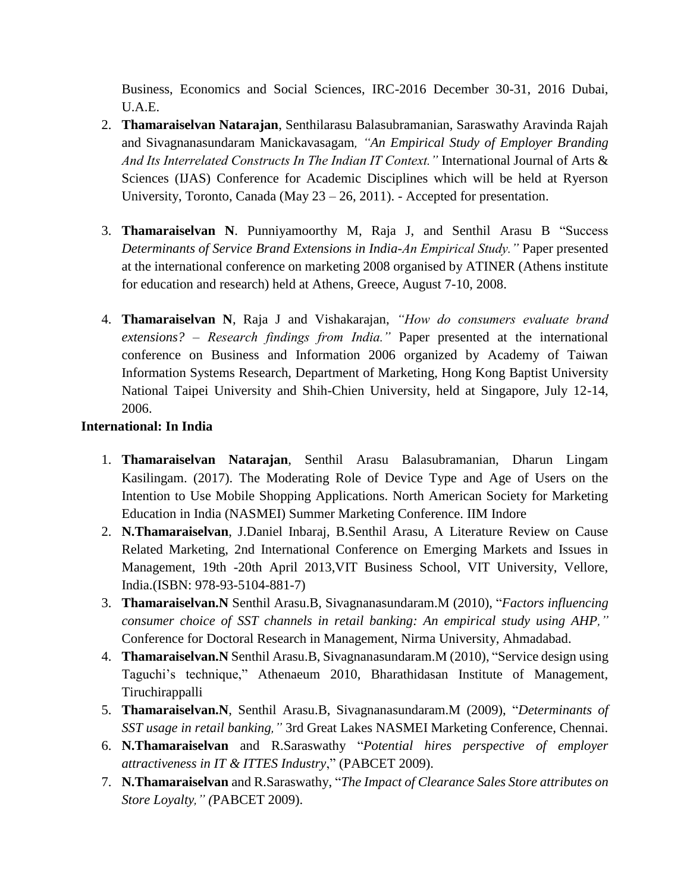Business, Economics and Social Sciences, IRC-2016 December 30-31, 2016 Dubai, U.A.E.

2. **Thamaraiselvan Natarajan**, Senthilarasu Balasubramanian, Saraswathy Aravinda Rajah and Sivagnanasundaram Manickavasagam*, "An Empirical Study of Employer Branding And Its Interrelated Constructs In The Indian IT Context."* International Journal of Arts & Sciences (IJAS) Conference for Academic Disciplines which will be held at Ryerson University, Toronto, Canada (May 23 – 26, 2011). - Accepted for presentation.

3. **Thamaraiselvan N**. Punniyamoorthy M, Raja J, and Senthil Arasu B "Success *Determinants of Service Brand Extensions in India-An Empirical Study."* Paper presented at the international conference on marketing 2008 organised by ATINER (Athens institute for education and research) held at Athens, Greece, August 7-10, 2008.

4. **Thamaraiselvan N**, Raja J and Vishakarajan, *"How do consumers evaluate brand extensions? – Research findings from India."* Paper presented at the international conference on Business and Information 2006 organized by Academy of Taiwan Information Systems Research, Department of Marketing, Hong Kong Baptist University National Taipei University and Shih-Chien University, held at Singapore, July 12-14, 2006.

**International: In India**

1. **Thamaraiselvan Natarajan**, Senthil Arasu Balasubramanian, Dharun Lingam Kasilingam. (2017). The Moderating Role of Device Type and Age of Users on the Intention to Use Mobile Shopping Applications. North American Society for Marketing Education in India (NASMEI) Summer Marketing Conference. IIM Indore
2. **N.Thamaraiselvan**, J.Daniel Inbaraj, B.Senthil Arasu, A Literature Review on Cause Related Marketing, 2nd International Conference on Emerging Markets and Issues in Management, 19th -20th April 2013,VIT Business School, VIT University, Vellore, India.(ISBN: 978-93-5104-881-7)
3. **Thamaraiselvan.N** Senthil Arasu.B, Sivagnanasundaram.M (2010), "*Factors influencing consumer choice of SST channels in retail banking: An empirical study using AHP,"* Conference for Doctoral Research in Management, Nirma University, Ahmadabad.
4. **Thamaraiselvan.N** Senthil Arasu.B, Sivagnanasundaram.M (2010), "Service design using Taguchi's technique," Athenaeum 2010, Bharathidasan Institute of Management, Tiruchirappalli
5. **Thamaraiselvan.N**, Senthil Arasu.B, Sivagnanasundaram.M (2009), "*Determinants of SST usage in retail banking,"* 3rd Great Lakes NASMEI Marketing Conference, Chennai.
6. **N.Thamaraiselvan** and R.Saraswathy "*Potential hires perspective of employer attractiveness in IT & ITTES Industry*," (PABCET 2009).
7. **N.Thamaraiselvan** and R.Saraswathy, "*The Impact of Clearance Sales Store attributes on Store Loyalty," (*PABCET 2009).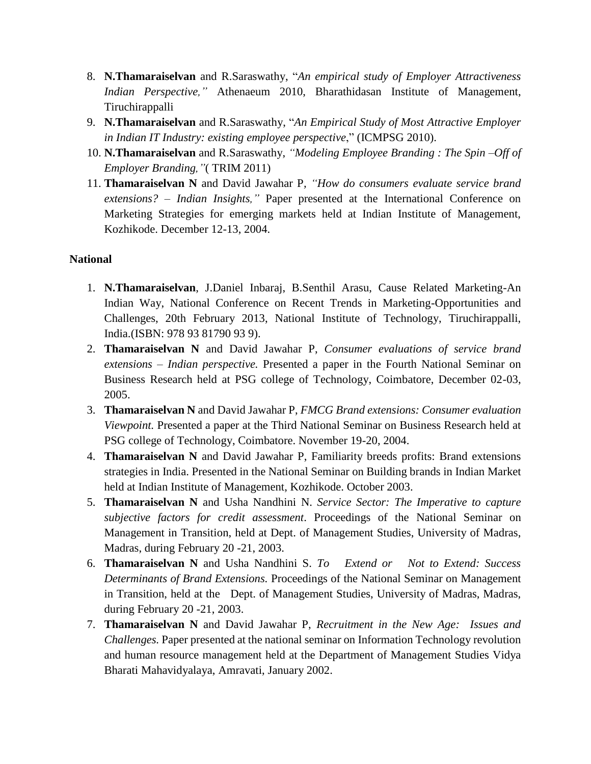8. **N.Thamaraiselvan** and R.Saraswathy, "*An empirical study of Employer Attractiveness Indian Perspective,"* Athenaeum 2010, Bharathidasan Institute of Management, Tiruchirappalli
9. **N.Thamaraiselvan** and R.Saraswathy, "*An Empirical Study of Most Attractive Employer in Indian IT Industry: existing employee perspective*," (ICMPSG 2010).
10. **N.Thamaraiselvan** and R.Saraswathy, *"Modeling Employee Branding : The Spin –Off of Employer Branding,"*( TRIM 2011)
11. **Thamaraiselvan N** and David Jawahar P, *"How do consumers evaluate service brand extensions? – Indian Insights,"* Paper presented at the International Conference on Marketing Strategies for emerging markets held at Indian Institute of Management, Kozhikode. December 12-13, 2004.

**National**

1. **N.Thamaraiselvan**, J.Daniel Inbaraj, B.Senthil Arasu, Cause Related Marketing-An Indian Way, National Conference on Recent Trends in Marketing-Opportunities and Challenges, 20th February 2013, National Institute of Technology, Tiruchirappalli, India.(ISBN: 978 93 81790 93 9).
2. **Thamaraiselvan N** and David Jawahar P, *Consumer evaluations of service brand extensions – Indian perspective.* Presented a paper in the Fourth National Seminar on Business Research held at PSG college of Technology, Coimbatore, December 02-03, 2005.
3. **Thamaraiselvan N** and David Jawahar P, *FMCG Brand extensions: Consumer evaluation Viewpoint.* Presented a paper at the Third National Seminar on Business Research held at PSG college of Technology, Coimbatore. November 19-20, 2004.
4. **Thamaraiselvan N** and David Jawahar P, Familiarity breeds profits: Brand extensions strategies in India. Presented in the National Seminar on Building brands in Indian Market held at Indian Institute of Management, Kozhikode. October 2003.
5. **Thamaraiselvan N** and Usha Nandhini N. *Service Sector: The Imperative to capture subjective factors for credit assessment*. Proceedings of the National Seminar on Management in Transition, held at Dept. of Management Studies, University of Madras, Madras, during February 20 -21, 2003.
6. **Thamaraiselvan N** and Usha Nandhini S. *To Extend or Not to Extend: Success Determinants of Brand Extensions.* Proceedings of the National Seminar on Management in Transition, held at the Dept. of Management Studies, University of Madras, Madras, during February 20 -21, 2003.
7. **Thamaraiselvan N** and David Jawahar P, *Recruitment in the New Age: Issues and Challenges.* Paper presented at the national seminar on Information Technology revolution and human resource management held at the Department of Management Studies Vidya Bharati Mahavidyalaya, Amravati, January 2002.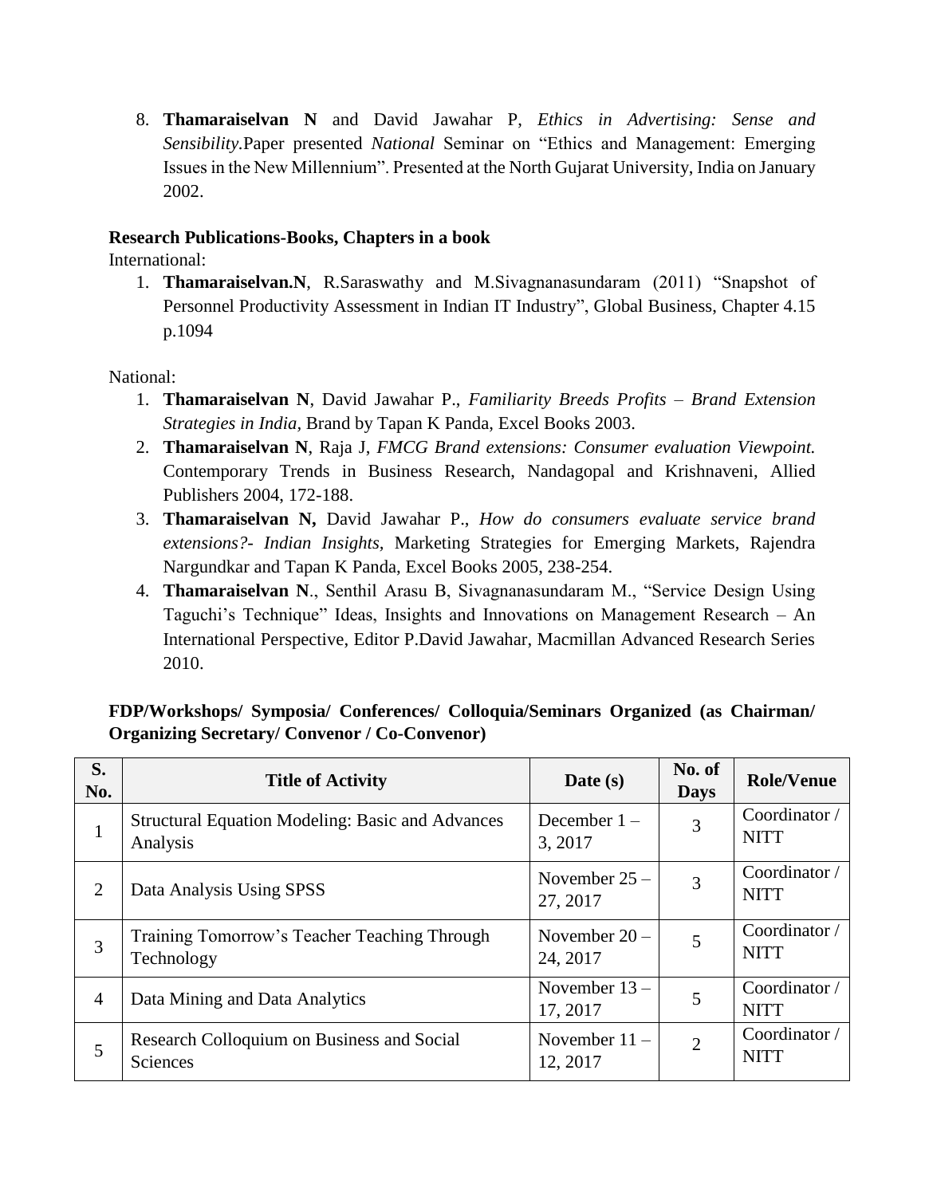8. **Thamaraiselvan N** and David Jawahar P, *Ethics in Advertising: Sense and Sensibility.*Paper presented *National* Seminar on "Ethics and Management: Emerging Issues in the New Millennium". Presented at the North Gujarat University, India on January 2002.

**Research Publications-Books, Chapters in a book**

International:

1. **Thamaraiselvan.N**, R.Saraswathy and M.Sivagnanasundaram (2011) "Snapshot of Personnel Productivity Assessment in Indian IT Industry", Global Business, Chapter 4.15 p.1094

National:

1. **Thamaraiselvan N**, David Jawahar P., *Familiarity Breeds Profits – Brand Extension Strategies in India,* Brand by Tapan K Panda, Excel Books 2003.
2. **Thamaraiselvan N**, Raja J, *FMCG Brand extensions: Consumer evaluation Viewpoint.* Contemporary Trends in Business Research, Nandagopal and Krishnaveni, Allied Publishers 2004, 172-188.
3. **Thamaraiselvan N,** David Jawahar P., *How do consumers evaluate service brand extensions?- Indian Insights,* Marketing Strategies for Emerging Markets, Rajendra Nargundkar and Tapan K Panda, Excel Books 2005, 238-254.
4. **Thamaraiselvan N**., Senthil Arasu B, Sivagnanasundaram M., "Service Design Using Taguchi's Technique" Ideas, Insights and Innovations on Management Research – An International Perspective, Editor P.David Jawahar, Macmillan Advanced Research Series 2010.

**FDP/Workshops/ Symposia/ Conferences/ Colloquia/Seminars Organized (as Chairman/ Organizing Secretary/ Convenor / Co-Convenor)**

| S. No. | Title of Activity | Date (s) | No. of Days | Role/Venue |
|---|---|---|---|---|
| 1 | Structural Equation Modeling: Basic and Advances Analysis | December 1 – 3, 2017 | 3 | Coordinator / NITT |
| 2 | Data Analysis Using SPSS | November 25 – 27, 2017 | 3 | Coordinator / NITT |
| 3 | Training Tomorrow's Teacher Teaching Through Technology | November 20 – 24, 2017 | 5 | Coordinator / NITT |
| 4 | Data Mining and Data Analytics | November 13 – 17, 2017 | 5 | Coordinator / NITT |
| 5 | Research Colloquium on Business and Social Sciences | November 11 – 12, 2017 | 2 | Coordinator / NITT |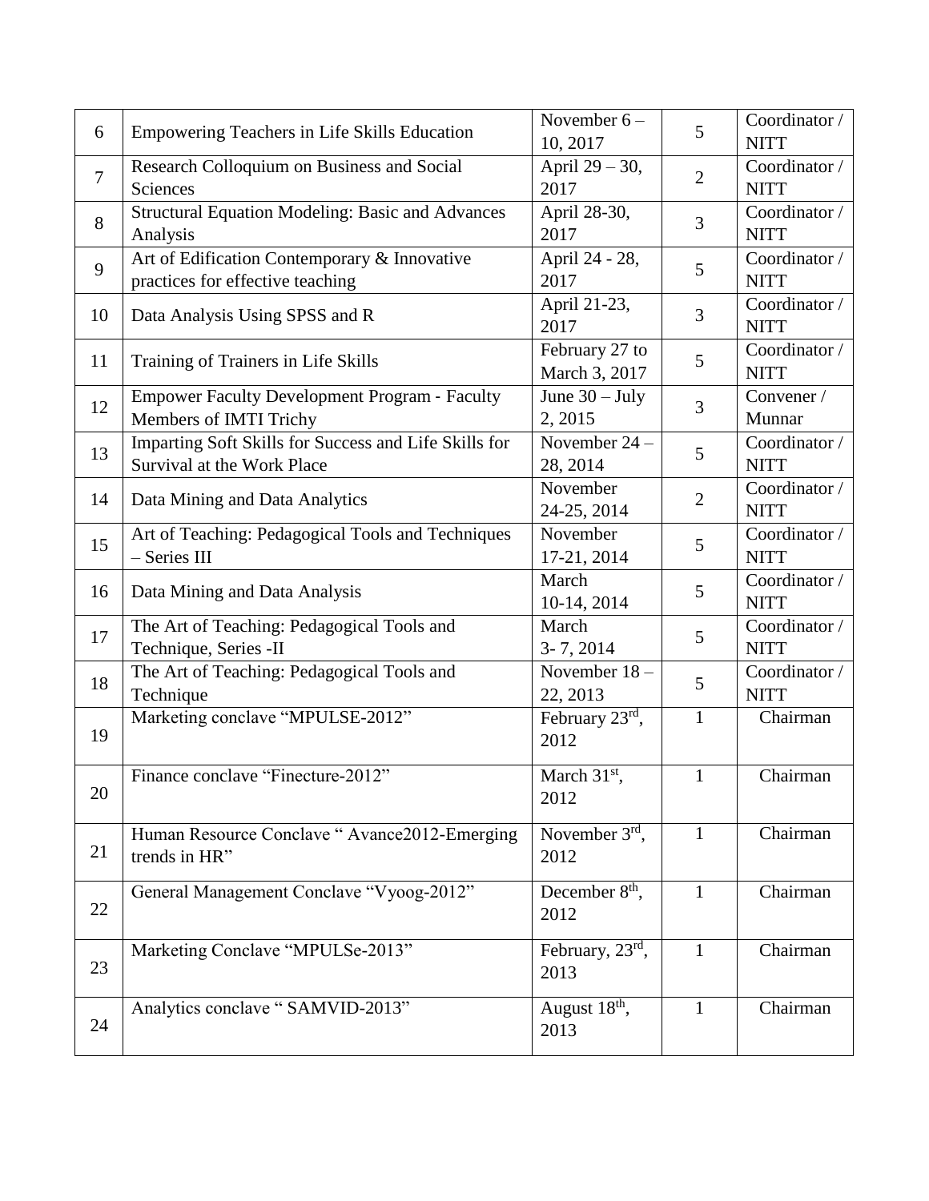| | | | | |
|---|---|---|---|---|
| 6 | Empowering Teachers in Life Skills Education | November 6 – 10, 2017 | 5 | Coordinator / NITT |
| 7 | Research Colloquium on Business and Social Sciences | April 29 – 30, 2017 | 2 | Coordinator / NITT |
| 8 | Structural Equation Modeling: Basic and Advances Analysis | April 28-30, 2017 | 3 | Coordinator / NITT |
| 9 | Art of Edification Contemporary & Innovative practices for effective teaching | April 24 - 28, 2017 | 5 | Coordinator / NITT |
| 10 | Data Analysis Using SPSS and R | April 21-23, 2017 | 3 | Coordinator / NITT |
| 11 | Training of Trainers in Life Skills | February 27 to March 3, 2017 | 5 | Coordinator / NITT |
| 12 | Empower Faculty Development Program - Faculty Members of IMTI Trichy | June 30 – July 2, 2015 | 3 | Convener / Munnar |
| 13 | Imparting Soft Skills for Success and Life Skills for Survival at the Work Place | November 24 – 28, 2014 | 5 | Coordinator / NITT |
| 14 | Data Mining and Data Analytics | November 24-25, 2014 | 2 | Coordinator / NITT |
| 15 | Art of Teaching: Pedagogical Tools and Techniques – Series III | November 17-21, 2014 | 5 | Coordinator / NITT |
| 16 | Data Mining and Data Analysis | March 10-14, 2014 | 5 | Coordinator / NITT |
| 17 | The Art of Teaching: Pedagogical Tools and Technique, Series -II | March 3- 7, 2014 | 5 | Coordinator / NITT |
| 18 | The Art of Teaching: Pedagogical Tools and Technique | November 18 – 22, 2013 | 5 | Coordinator / NITT |
| 19 | Marketing conclave "MPULSE-2012" | February 23rd, 2012 | 1 | Chairman |
| 20 | Finance conclave "Finecture-2012" | March 31st, 2012 | 1 | Chairman |
| 21 | Human Resource Conclave " Avance2012-Emerging trends in HR" | November 3rd, 2012 | 1 | Chairman |
| 22 | General Management Conclave "Vyoog-2012" | December 8th, 2012 | 1 | Chairman |
| 23 | Marketing Conclave "MPULSe-2013" | February, 23rd, 2013 | 1 | Chairman |
| 24 | Analytics conclave " SAMVID-2013" | August 18th, 2013 | 1 | Chairman |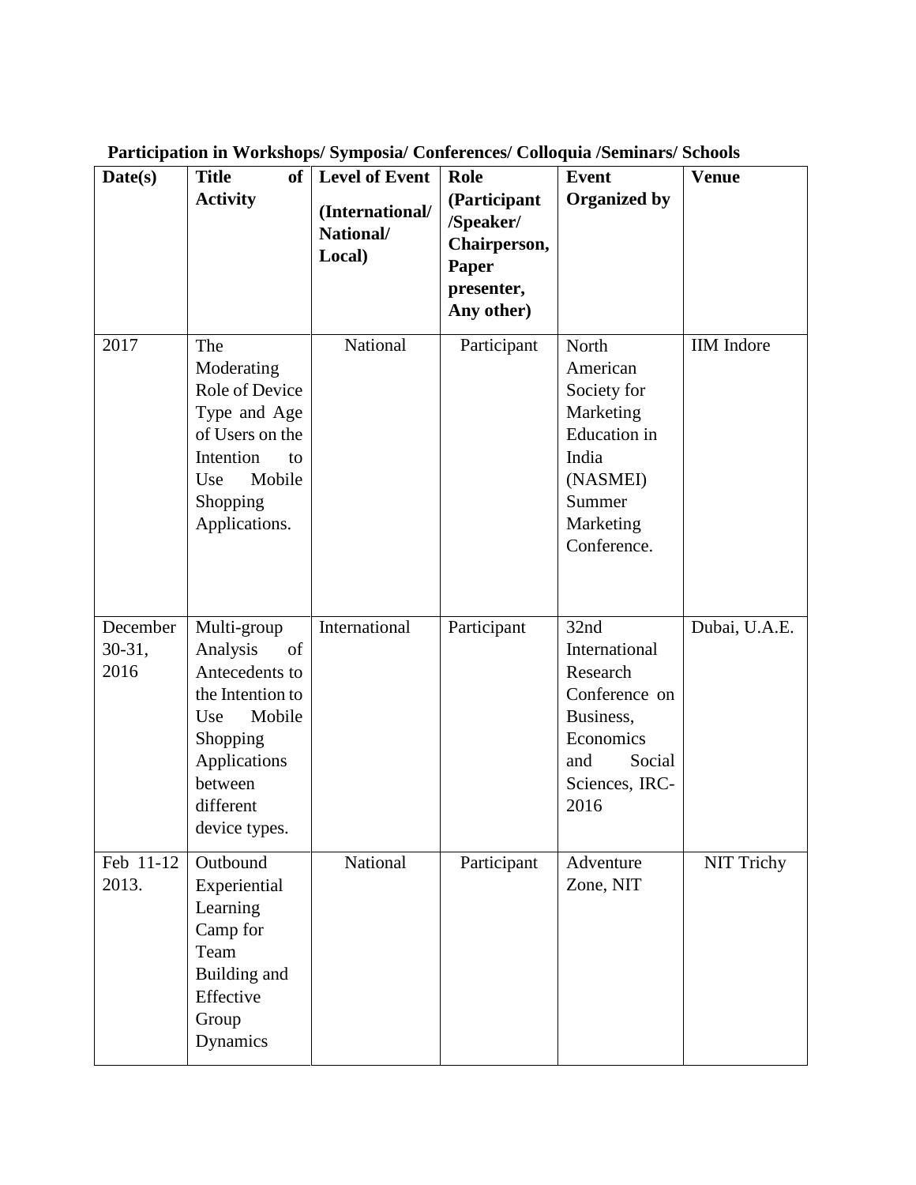**Participation in Workshops/ Symposia/ Conferences/ Colloquia /Seminars/ Schools**

| Date(s) | Title of Activity | Level of Event (International/ National/ Local) | Role (Participant /Speaker/ Chairperson, Paper presenter, Any other) | Event Organized by | Venue |
|---|---|---|---|---|---|
| 2017 | The Moderating Role of Device Type and Age of Users on the Intention to Use Mobile Shopping Applications. | National | Participant | North American Society for Marketing Education in India (NASMEI) Summer Marketing Conference. | IIM Indore |
| December 30-31, 2016 | Multi-group Analysis of Antecedents to the Intention to Use Mobile Shopping Applications between different device types. | International | Participant | 32nd International Research Conference on Business, Economics and Social Sciences, IRC-2016 | Dubai, U.A.E. |
| Feb 11-12 2013. | Outbound Experiential Learning Camp for Team Building and Effective Group Dynamics | National | Participant | Adventure Zone, NIT | NIT Trichy |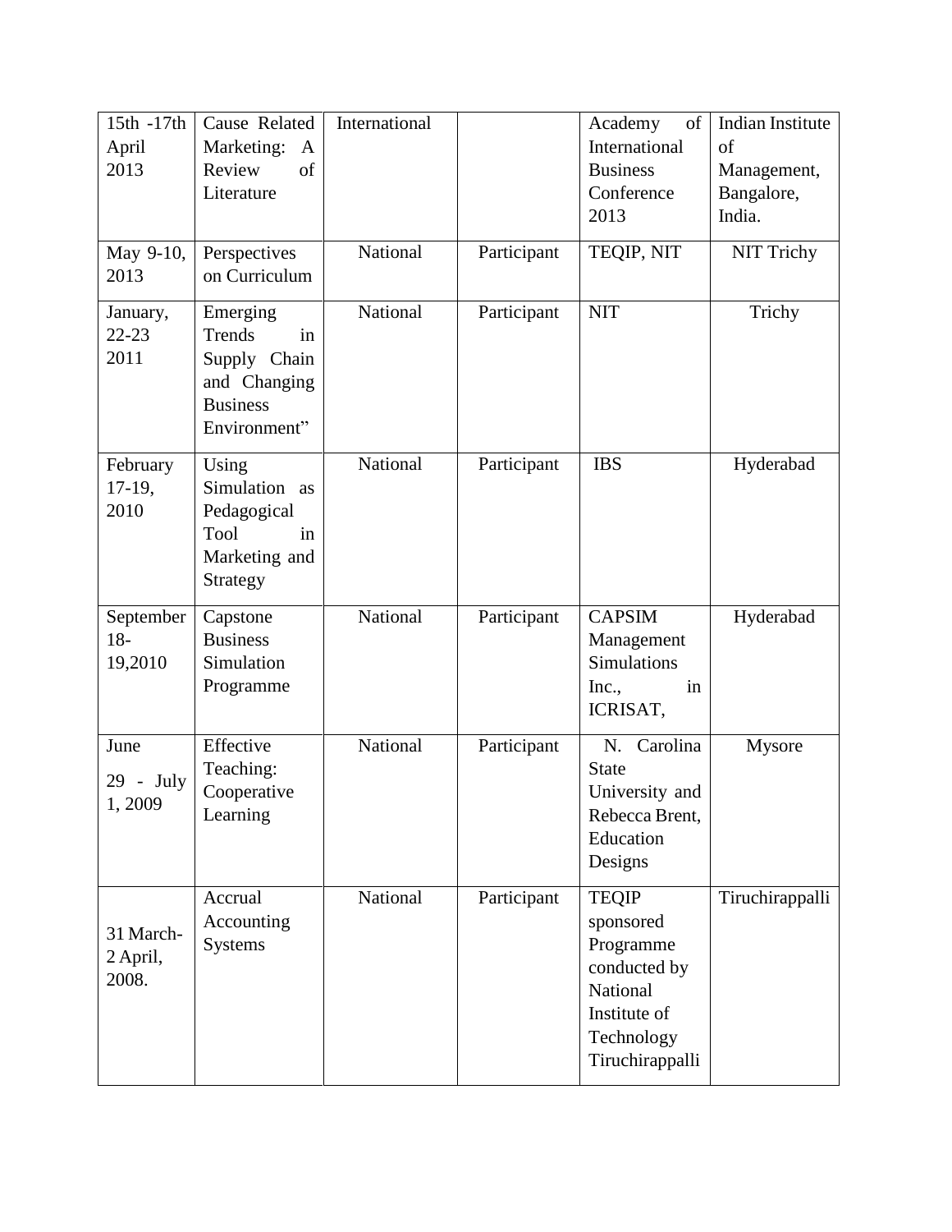| | | | | | |
|---|---|---|---|---|---|
| 15th -17th April 2013 | Cause Related Marketing: A Review of Literature | International | | Academy of International Business Conference 2013 | Indian Institute of Management, Bangalore, India. |
| May 9-10, 2013 | Perspectives on Curriculum | National | Participant | TEQIP, NIT | NIT Trichy |
| January, 22-23 2011 | Emerging Trends in Supply Chain and Changing Business Environment" | National | Participant | NIT | Trichy |
| February 17-19, 2010 | Using Simulation as Pedagogical Tool in Marketing and Strategy | National | Participant | IBS | Hyderabad |
| September 18-19,2010 | Capstone Business Simulation Programme | National | Participant | CAPSIM Management Simulations Inc., in ICRISAT, | Hyderabad |
| June 29 - July 1, 2009 | Effective Teaching: Cooperative Learning | National | Participant | N. Carolina State University and Rebecca Brent, Education Designs | Mysore |
| 31 March-2 April, 2008. | Accrual Accounting Systems | National | Participant | TEQIP sponsored Programme conducted by National Institute of Technology Tiruchirappalli | Tiruchirappalli |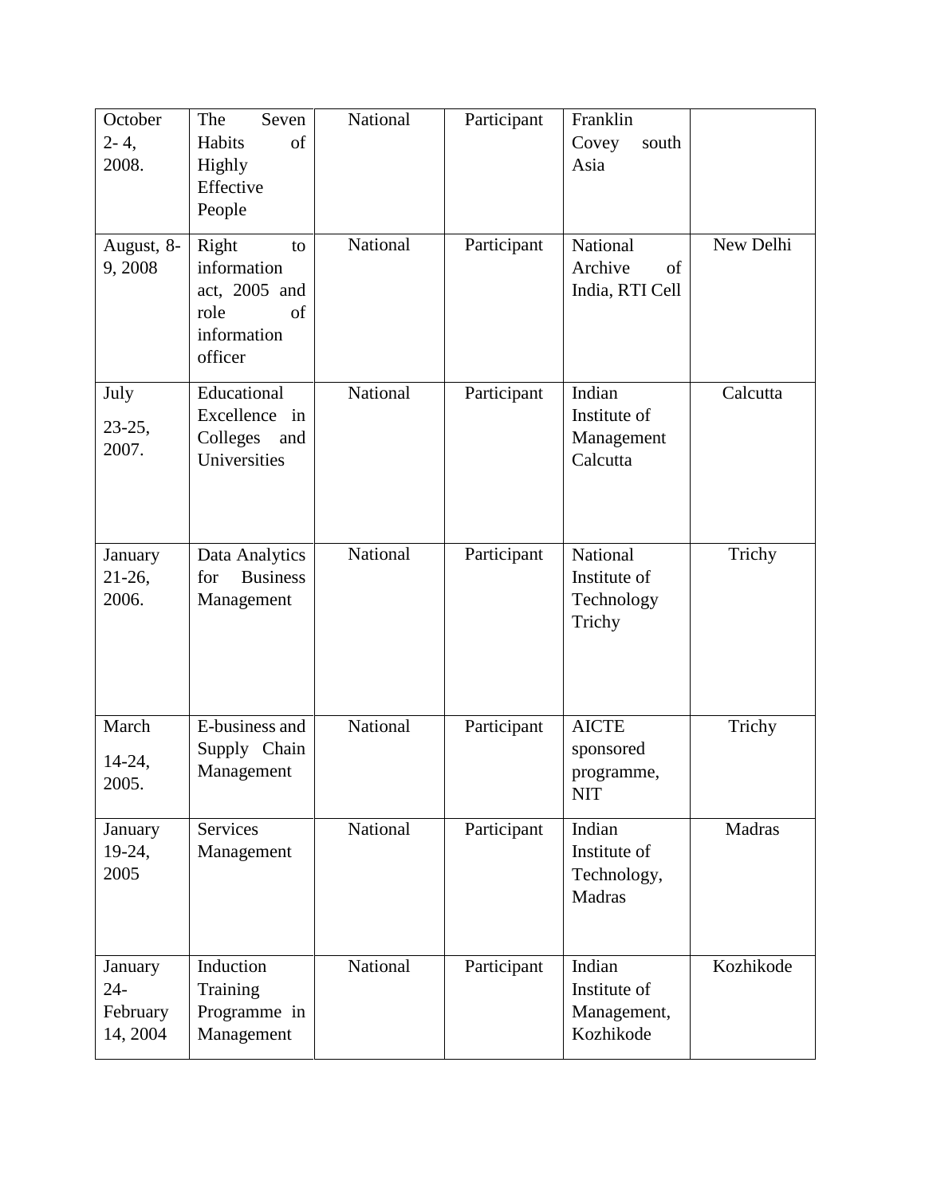| October 2- 4, 2008. | The Seven Habits of Highly Effective People | National | Participant | Franklin Covey south Asia | |
|---|---|---|---|---|---|
| August, 8-9, 2008 | Right to information act, 2005 and role of information officer | National | Participant | National Archive of India, RTI Cell | New Delhi |
| July 23-25, 2007. | Educational Excellence in Colleges and Universities | National | Participant | Indian Institute of Management Calcutta | Calcutta |
| January 21-26, 2006. | Data Analytics for Business Management | National | Participant | National Institute of Technology Trichy | Trichy |
| March 14-24, 2005. | E-business and Supply Chain Management | National | Participant | AICTE sponsored programme, NIT | Trichy |
| January 19-24, 2005 | Services Management | National | Participant | Indian Institute of Technology, Madras | Madras |
| January 24- February 14, 2004 | Induction Training Programme in Management | National | Participant | Indian Institute of Management, Kozhikode | Kozhikode |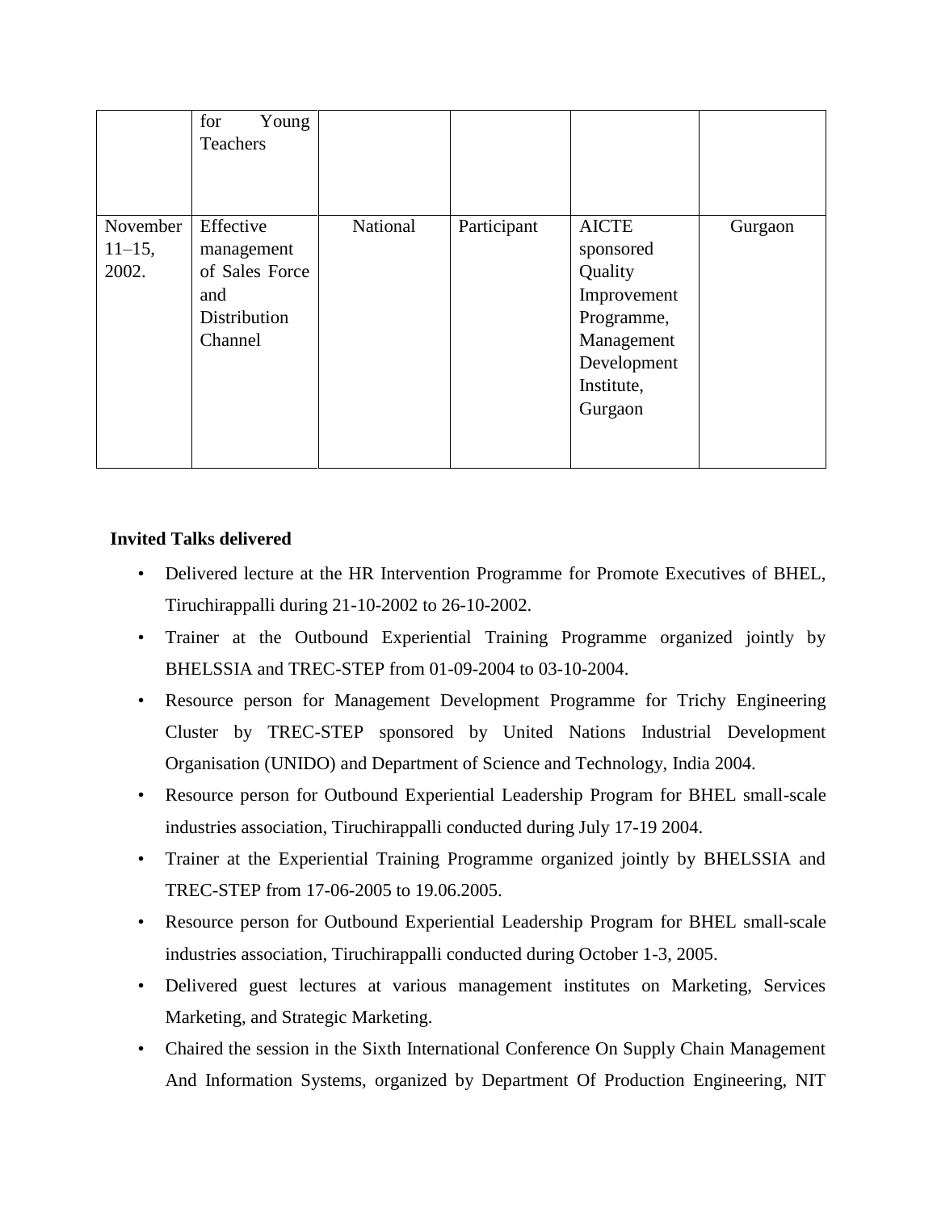| | | | | | |
|---|---|---|---|---|---|
| | for Young Teachers | | | | |
| November 11–15, 2002. | Effective management of Sales Force and Distribution Channel | National | Participant | AICTE sponsored Quality Improvement Programme, Management Development Institute, Gurgaon | Gurgaon |

**Invited Talks delivered**

- Delivered lecture at the HR Intervention Programme for Promote Executives of BHEL, Tiruchirappalli during 21-10-2002 to 26-10-2002.
- Trainer at the Outbound Experiential Training Programme organized jointly by BHELSSIA and TREC-STEP from 01-09-2004 to 03-10-2004.
- Resource person for Management Development Programme for Trichy Engineering Cluster by TREC-STEP sponsored by United Nations Industrial Development Organisation (UNIDO) and Department of Science and Technology, India 2004.
- Resource person for Outbound Experiential Leadership Program for BHEL small-scale industries association, Tiruchirappalli conducted during July 17-19 2004.
- Trainer at the Experiential Training Programme organized jointly by BHELSSIA and TREC-STEP from 17-06-2005 to 19.06.2005.
- Resource person for Outbound Experiential Leadership Program for BHEL small-scale industries association, Tiruchirappalli conducted during October 1-3, 2005.
- Delivered guest lectures at various management institutes on Marketing, Services Marketing, and Strategic Marketing.
- Chaired the session in the Sixth International Conference On Supply Chain Management And Information Systems, organized by Department Of Production Engineering, NIT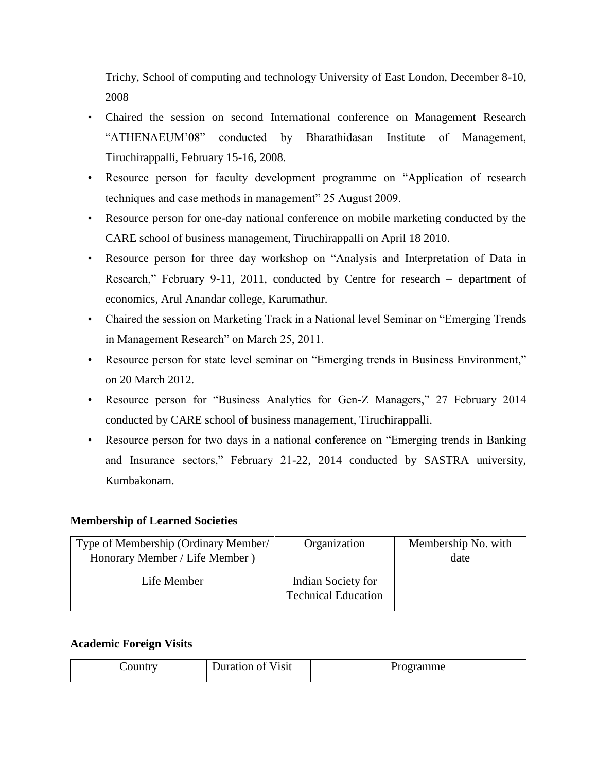Trichy, School of computing and technology University of East London, December 8-10, 2008

- Chaired the session on second International conference on Management Research "ATHENAEUM'08" conducted by Bharathidasan Institute of Management, Tiruchirappalli, February 15-16, 2008.
- Resource person for faculty development programme on "Application of research techniques and case methods in management" 25 August 2009.
- Resource person for one-day national conference on mobile marketing conducted by the CARE school of business management, Tiruchirappalli on April 18 2010.
- Resource person for three day workshop on "Analysis and Interpretation of Data in Research," February 9-11, 2011, conducted by Centre for research – department of economics, Arul Anandar college, Karumathur.
- Chaired the session on Marketing Track in a National level Seminar on "Emerging Trends in Management Research" on March 25, 2011.
- Resource person for state level seminar on "Emerging trends in Business Environment," on 20 March 2012.
- Resource person for "Business Analytics for Gen-Z Managers," 27 February 2014 conducted by CARE school of business management, Tiruchirappalli.
- Resource person for two days in a national conference on "Emerging trends in Banking and Insurance sectors," February 21-22, 2014 conducted by SASTRA university, Kumbakonam.

**Membership of Learned Societies**

| Type of Membership (Ordinary Member/ Honorary Member / Life Member ) | Organization | Membership No. with date |
|---|---|---|
| Life Member | Indian Society for Technical Education | |

**Academic Foreign Visits**

| Country | Duration of Visit | Programme |
|---|---|---|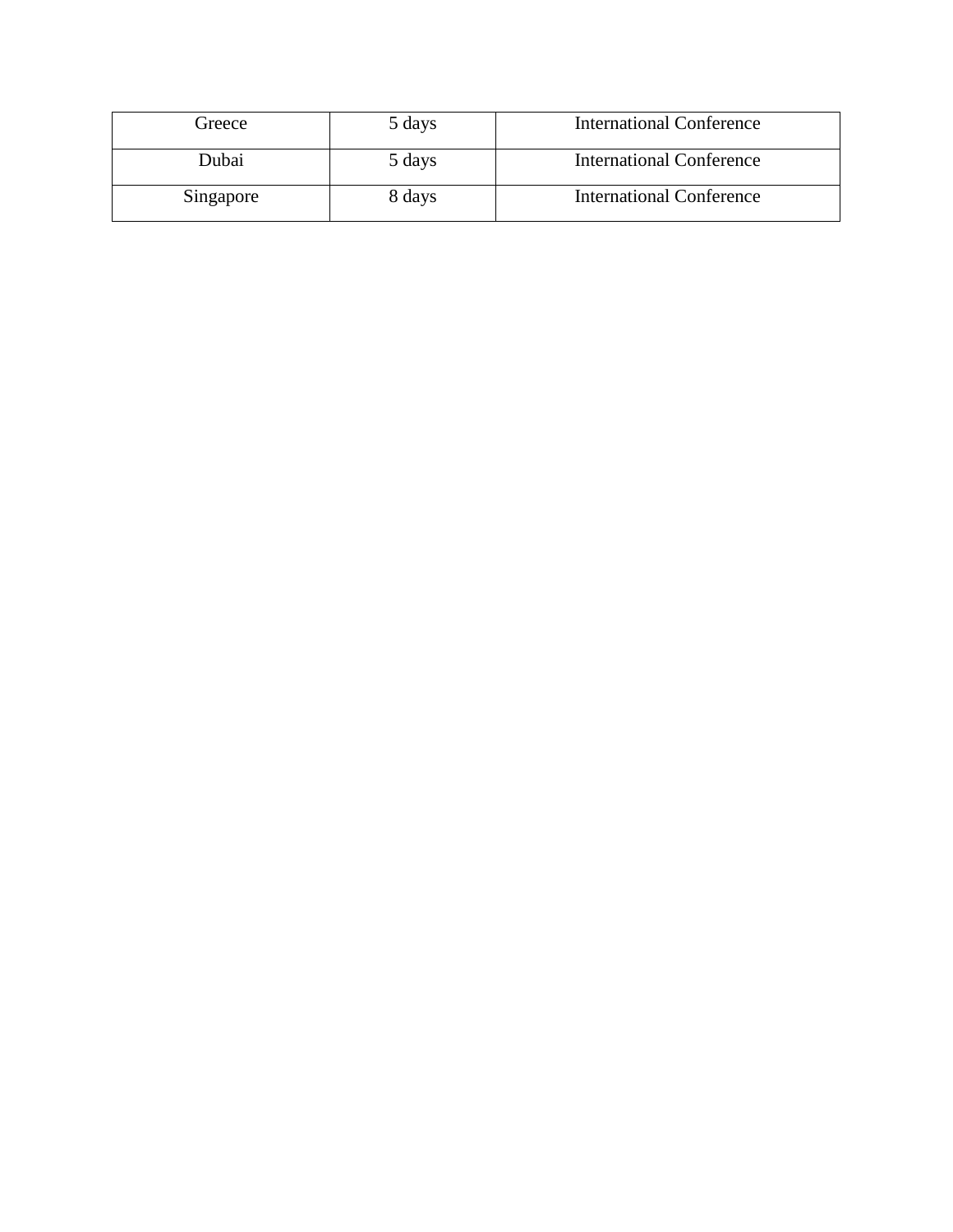| | | |
|---|---|---|
| Greece | 5 days | International Conference |
| Dubai | 5 days | International Conference |
| Singapore | 8 days | International Conference |